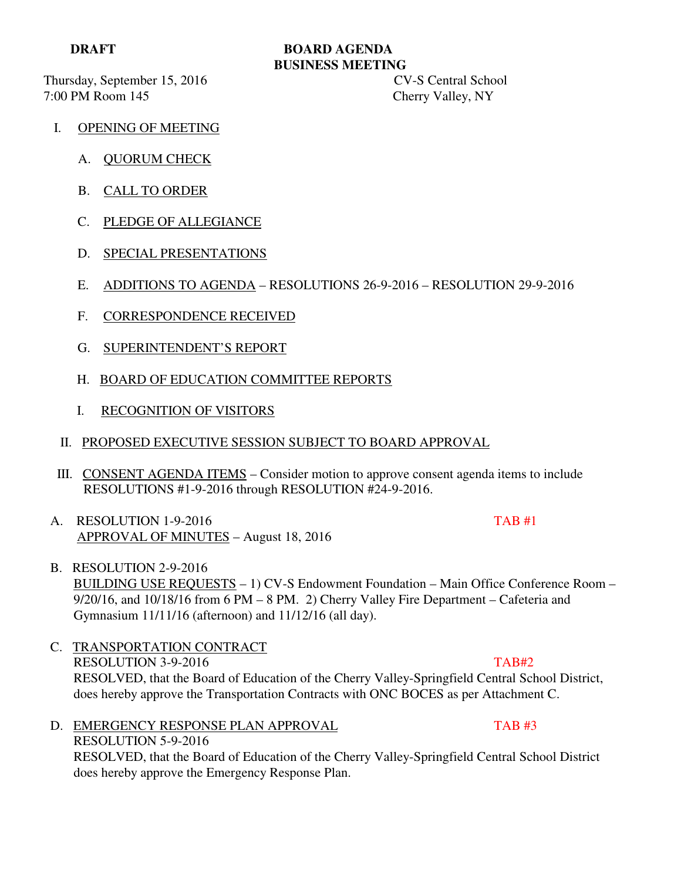**DRAFT**

# BOARD AGENDA
## BUSINESS MEETING

Thursday, September 15, 2016 — CV-S Central School
7:00 PM Room 145 — Cherry Valley, NY

I. OPENING OF MEETING

   A. QUORUM CHECK

   B. CALL TO ORDER

   C. PLEDGE OF ALLEGIANCE

   D. SPECIAL PRESENTATIONS

   E. ADDITIONS TO AGENDA – RESOLUTIONS 26-9-2016 – RESOLUTION 29-9-2016

   F. CORRESPONDENCE RECEIVED

   G. SUPERINTENDENT'S REPORT

   H. BOARD OF EDUCATION COMMITTEE REPORTS

   I. RECOGNITION OF VISITORS

II. PROPOSED EXECUTIVE SESSION SUBJECT TO BOARD APPROVAL

III. CONSENT AGENDA ITEMS – Consider motion to approve consent agenda items to include RESOLUTIONS #1-9-2016 through RESOLUTION #24-9-2016.

A. RESOLUTION 1-9-2016 — TAB #1
APPROVAL OF MINUTES – August 18, 2016

B. RESOLUTION 2-9-2016
BUILDING USE REQUESTS – 1) CV-S Endowment Foundation – Main Office Conference Room – 9/20/16, and 10/18/16 from 6 PM – 8 PM. 2) Cherry Valley Fire Department – Cafeteria and Gymnasium 11/11/16 (afternoon) and 11/12/16 (all day).

C. TRANSPORTATION CONTRACT
RESOLUTION 3-9-2016 — TAB#2
RESOLVED, that the Board of Education of the Cherry Valley-Springfield Central School District, does hereby approve the Transportation Contracts with ONC BOCES as per Attachment C.

D. EMERGENCY RESPONSE PLAN APPROVAL — TAB #3
RESOLUTION 5-9-2016
RESOLVED, that the Board of Education of the Cherry Valley-Springfield Central School District does hereby approve the Emergency Response Plan.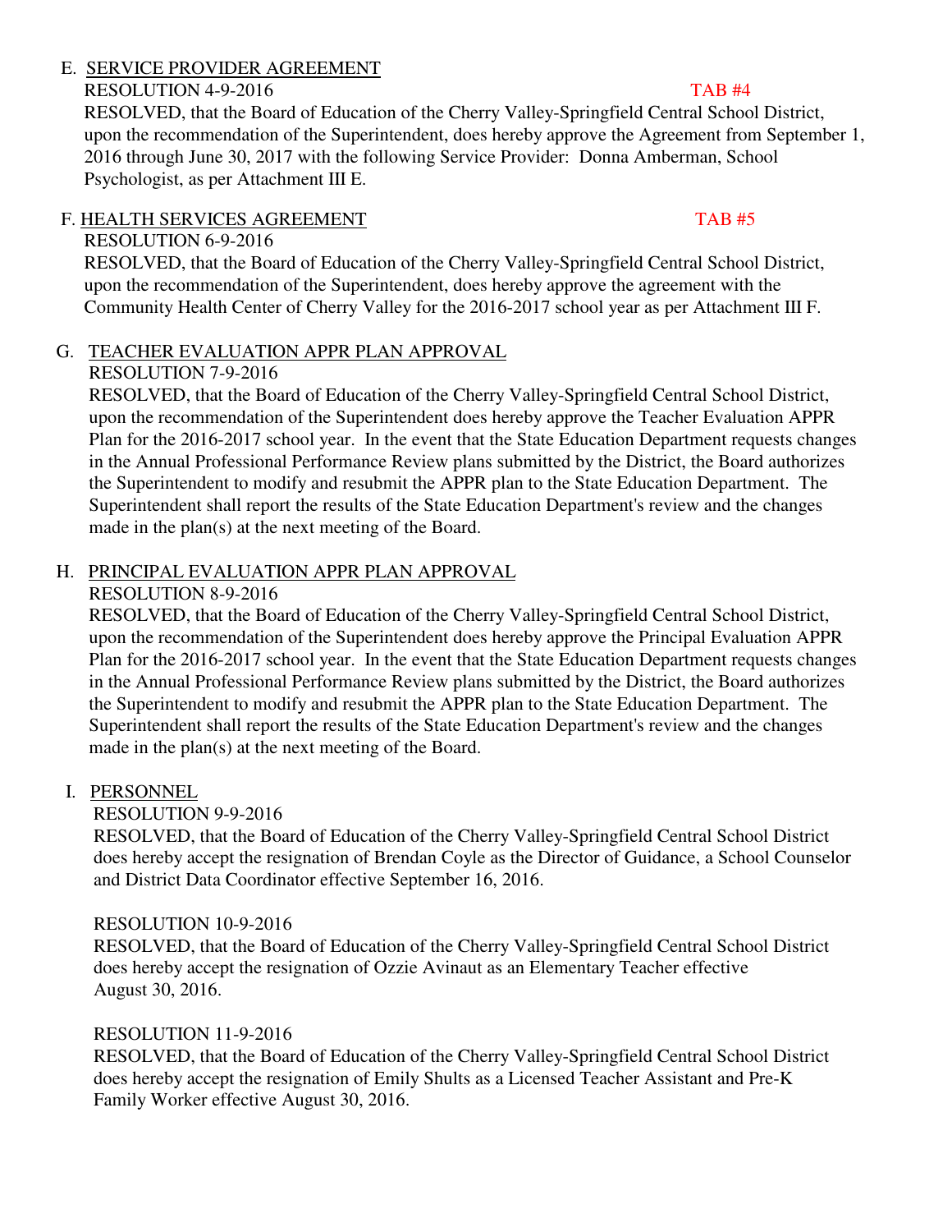E. <u>SERVICE PROVIDER AGREEMENT</u>

RESOLUTION 4-9-2016 TAB #4

RESOLVED, that the Board of Education of the Cherry Valley-Springfield Central School District, upon the recommendation of the Superintendent, does hereby approve the Agreement from September 1, 2016 through June 30, 2017 with the following Service Provider: Donna Amberman, School Psychologist, as per Attachment III E.

F. <u>HEALTH SERVICES AGREEMENT</u> TAB #5

RESOLUTION 6-9-2016

RESOLVED, that the Board of Education of the Cherry Valley-Springfield Central School District, upon the recommendation of the Superintendent, does hereby approve the agreement with the Community Health Center of Cherry Valley for the 2016-2017 school year as per Attachment III F.

G. <u>TEACHER EVALUATION APPR PLAN APPROVAL</u>

RESOLUTION 7-9-2016

RESOLVED, that the Board of Education of the Cherry Valley-Springfield Central School District, upon the recommendation of the Superintendent does hereby approve the Teacher Evaluation APPR Plan for the 2016-2017 school year. In the event that the State Education Department requests changes in the Annual Professional Performance Review plans submitted by the District, the Board authorizes the Superintendent to modify and resubmit the APPR plan to the State Education Department. The Superintendent shall report the results of the State Education Department's review and the changes made in the plan(s) at the next meeting of the Board.

H. <u>PRINCIPAL EVALUATION APPR PLAN APPROVAL</u>

RESOLUTION 8-9-2016

RESOLVED, that the Board of Education of the Cherry Valley-Springfield Central School District, upon the recommendation of the Superintendent does hereby approve the Principal Evaluation APPR Plan for the 2016-2017 school year. In the event that the State Education Department requests changes in the Annual Professional Performance Review plans submitted by the District, the Board authorizes the Superintendent to modify and resubmit the APPR plan to the State Education Department. The Superintendent shall report the results of the State Education Department's review and the changes made in the plan(s) at the next meeting of the Board.

I. <u>PERSONNEL</u>

RESOLUTION 9-9-2016

RESOLVED, that the Board of Education of the Cherry Valley-Springfield Central School District does hereby accept the resignation of Brendan Coyle as the Director of Guidance, a School Counselor and District Data Coordinator effective September 16, 2016.

RESOLUTION 10-9-2016

RESOLVED, that the Board of Education of the Cherry Valley-Springfield Central School District does hereby accept the resignation of Ozzie Avinaut as an Elementary Teacher effective August 30, 2016.

RESOLUTION 11-9-2016

RESOLVED, that the Board of Education of the Cherry Valley-Springfield Central School District does hereby accept the resignation of Emily Shults as a Licensed Teacher Assistant and Pre-K Family Worker effective August 30, 2016.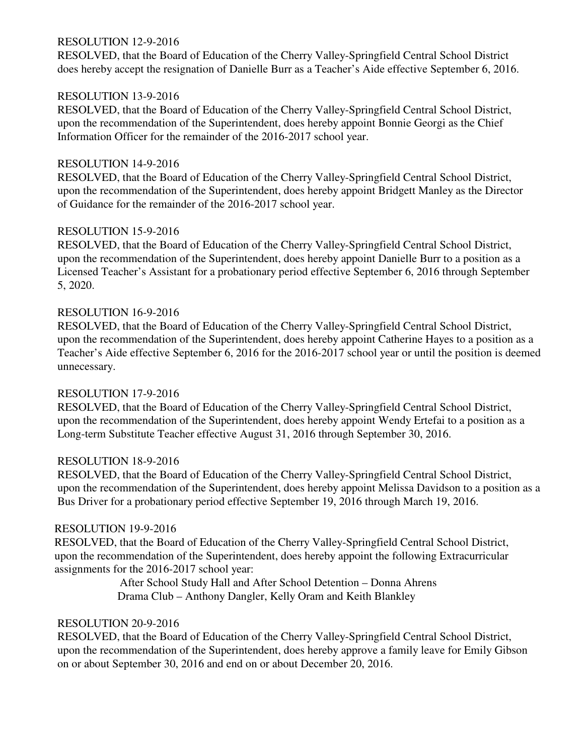RESOLUTION 12-9-2016

RESOLVED, that the Board of Education of the Cherry Valley-Springfield Central School District does hereby accept the resignation of Danielle Burr as a Teacher's Aide effective September 6, 2016.

RESOLUTION 13-9-2016

RESOLVED, that the Board of Education of the Cherry Valley-Springfield Central School District, upon the recommendation of the Superintendent, does hereby appoint Bonnie Georgi as the Chief Information Officer for the remainder of the 2016-2017 school year.

RESOLUTION 14-9-2016

RESOLVED, that the Board of Education of the Cherry Valley-Springfield Central School District, upon the recommendation of the Superintendent, does hereby appoint Bridgett Manley as the Director of Guidance for the remainder of the 2016-2017 school year.

RESOLUTION 15-9-2016

RESOLVED, that the Board of Education of the Cherry Valley-Springfield Central School District, upon the recommendation of the Superintendent, does hereby appoint Danielle Burr to a position as a Licensed Teacher's Assistant for a probationary period effective September 6, 2016 through September 5, 2020.

RESOLUTION 16-9-2016

RESOLVED, that the Board of Education of the Cherry Valley-Springfield Central School District, upon the recommendation of the Superintendent, does hereby appoint Catherine Hayes to a position as a Teacher's Aide effective September 6, 2016 for the 2016-2017 school year or until the position is deemed unnecessary.

RESOLUTION 17-9-2016

RESOLVED, that the Board of Education of the Cherry Valley-Springfield Central School District, upon the recommendation of the Superintendent, does hereby appoint Wendy Ertefai to a position as a Long-term Substitute Teacher effective August 31, 2016 through September 30, 2016.

RESOLUTION 18-9-2016

RESOLVED, that the Board of Education of the Cherry Valley-Springfield Central School District, upon the recommendation of the Superintendent, does hereby appoint Melissa Davidson to a position as a Bus Driver for a probationary period effective September 19, 2016 through March 19, 2016.

RESOLUTION 19-9-2016

RESOLVED, that the Board of Education of the Cherry Valley-Springfield Central School District, upon the recommendation of the Superintendent, does hereby appoint the following Extracurricular assignments for the 2016-2017 school year:

After School Study Hall and After School Detention – Donna Ahrens
Drama Club – Anthony Dangler, Kelly Oram and Keith Blankley

RESOLUTION 20-9-2016

RESOLVED, that the Board of Education of the Cherry Valley-Springfield Central School District, upon the recommendation of the Superintendent, does hereby approve a family leave for Emily Gibson on or about September 30, 2016 and end on or about December 20, 2016.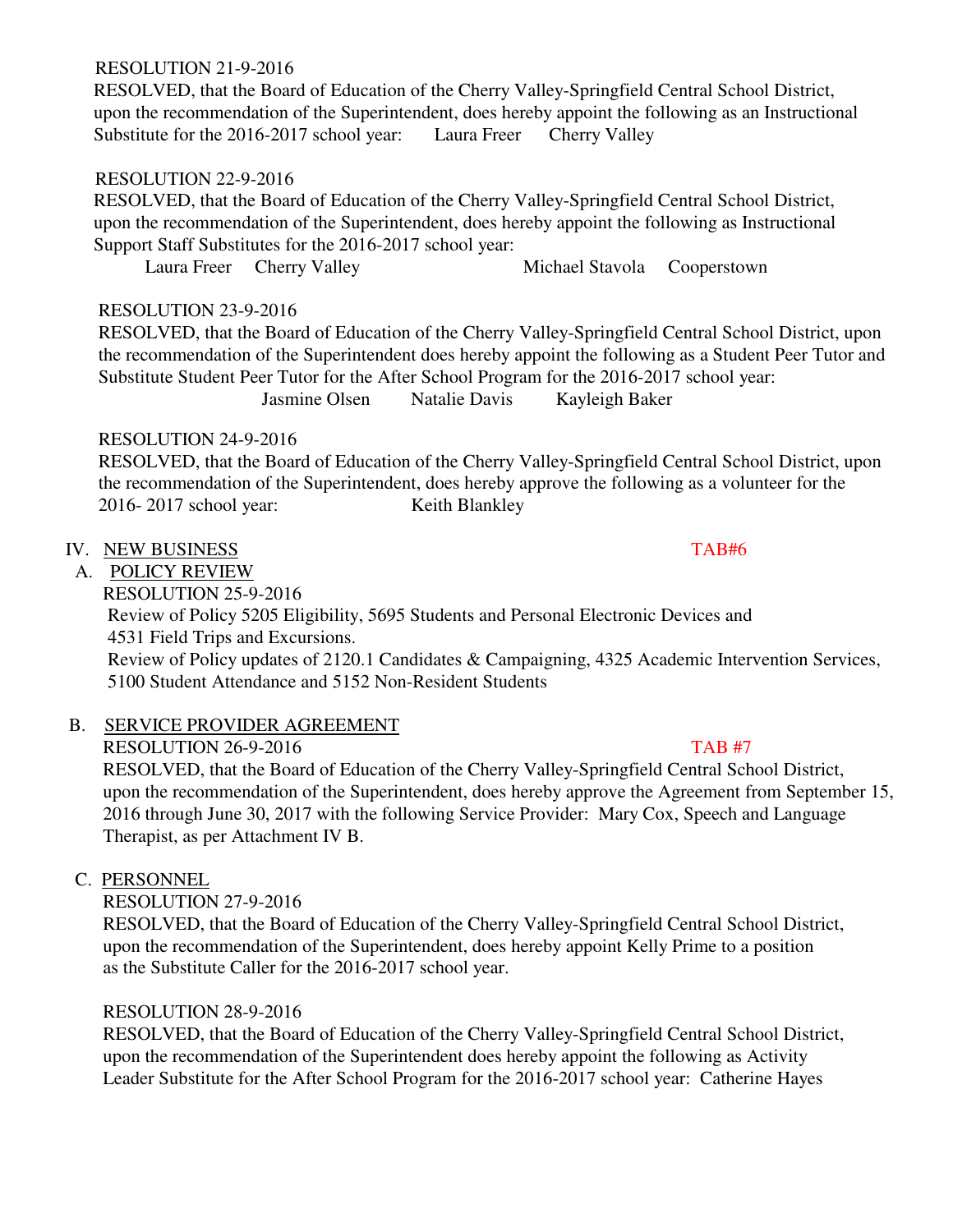RESOLUTION 21-9-2016

RESOLVED, that the Board of Education of the Cherry Valley-Springfield Central School District, upon the recommendation of the Superintendent, does hereby appoint the following as an Instructional Substitute for the 2016-2017 school year: Laura Freer Cherry Valley

RESOLUTION 22-9-2016

RESOLVED, that the Board of Education of the Cherry Valley-Springfield Central School District, upon the recommendation of the Superintendent, does hereby appoint the following as Instructional Support Staff Substitutes for the 2016-2017 school year:

Laura Freer Cherry Valley Michael Stavola Cooperstown

RESOLUTION 23-9-2016

RESOLVED, that the Board of Education of the Cherry Valley-Springfield Central School District, upon the recommendation of the Superintendent does hereby appoint the following as a Student Peer Tutor and Substitute Student Peer Tutor for the After School Program for the 2016-2017 school year:

Jasmine Olsen Natalie Davis Kayleigh Baker

RESOLUTION 24-9-2016

RESOLVED, that the Board of Education of the Cherry Valley-Springfield Central School District, upon the recommendation of the Superintendent, does hereby approve the following as a volunteer for the 2016- 2017 school year: Keith Blankley

## IV. NEW BUSINESS

TAB#6

### A. POLICY REVIEW

RESOLUTION 25-9-2016

Review of Policy 5205 Eligibility, 5695 Students and Personal Electronic Devices and 4531 Field Trips and Excursions.

Review of Policy updates of 2120.1 Candidates & Campaigning, 4325 Academic Intervention Services, 5100 Student Attendance and 5152 Non-Resident Students

### B. SERVICE PROVIDER AGREEMENT

RESOLUTION 26-9-2016

TAB #7

RESOLVED, that the Board of Education of the Cherry Valley-Springfield Central School District, upon the recommendation of the Superintendent, does hereby approve the Agreement from September 15, 2016 through June 30, 2017 with the following Service Provider: Mary Cox, Speech and Language Therapist, as per Attachment IV B.

### C. PERSONNEL

RESOLUTION 27-9-2016

RESOLVED, that the Board of Education of the Cherry Valley-Springfield Central School District, upon the recommendation of the Superintendent, does hereby appoint Kelly Prime to a position as the Substitute Caller for the 2016-2017 school year.

RESOLUTION 28-9-2016

RESOLVED, that the Board of Education of the Cherry Valley-Springfield Central School District, upon the recommendation of the Superintendent does hereby appoint the following as Activity Leader Substitute for the After School Program for the 2016-2017 school year: Catherine Hayes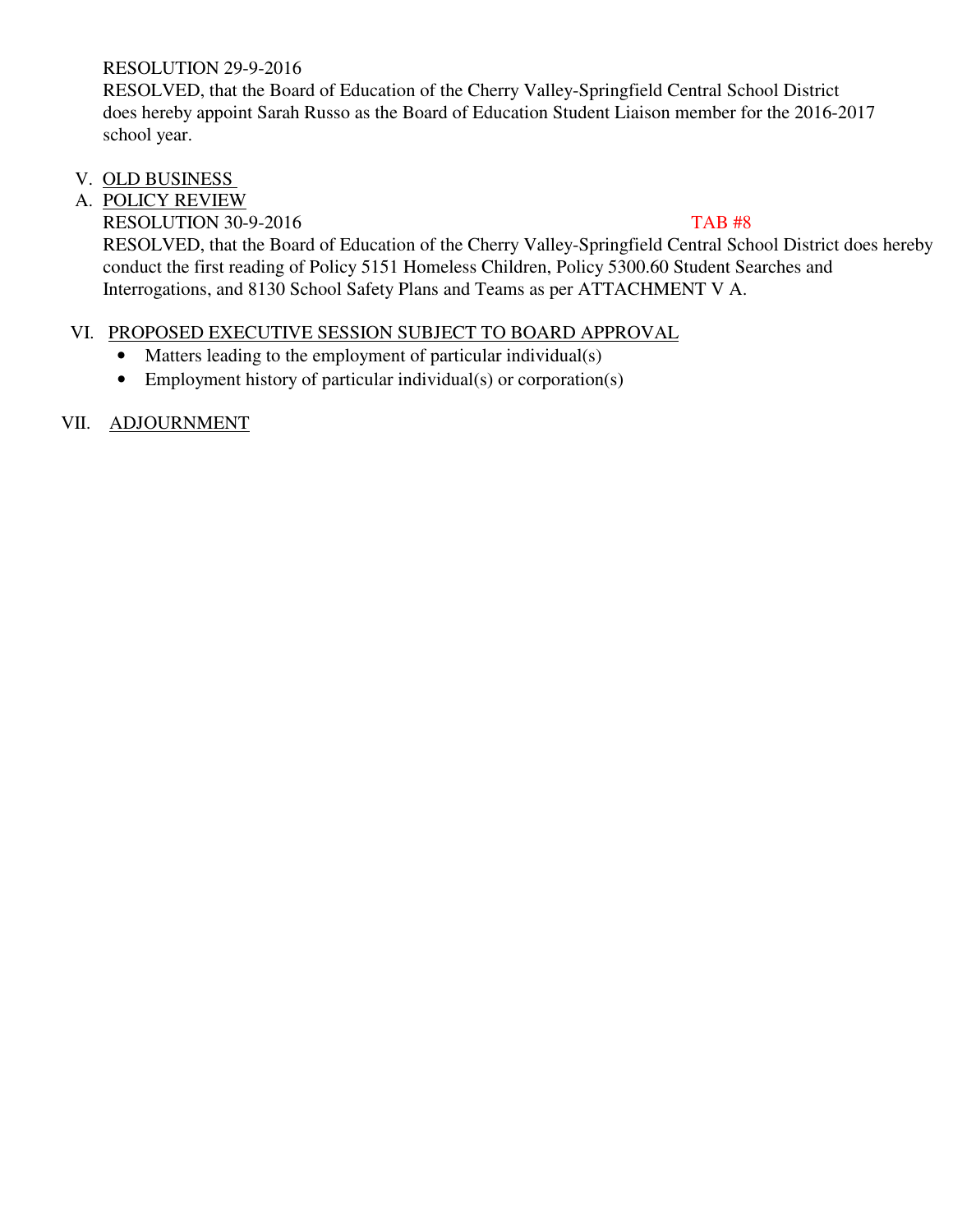RESOLUTION 29-9-2016

RESOLVED, that the Board of Education of the Cherry Valley-Springfield Central School District does hereby appoint Sarah Russo as the Board of Education Student Liaison member for the 2016-2017 school year.

V. OLD BUSINESS

A. POLICY REVIEW

RESOLUTION 30-9-2016 TAB #8

RESOLVED, that the Board of Education of the Cherry Valley-Springfield Central School District does hereby conduct the first reading of Policy 5151 Homeless Children, Policy 5300.60 Student Searches and Interrogations, and 8130 School Safety Plans and Teams as per ATTACHMENT V A.

VI. PROPOSED EXECUTIVE SESSION SUBJECT TO BOARD APPROVAL

- Matters leading to the employment of particular individual(s)
- Employment history of particular individual(s) or corporation(s)

VII. ADJOURNMENT